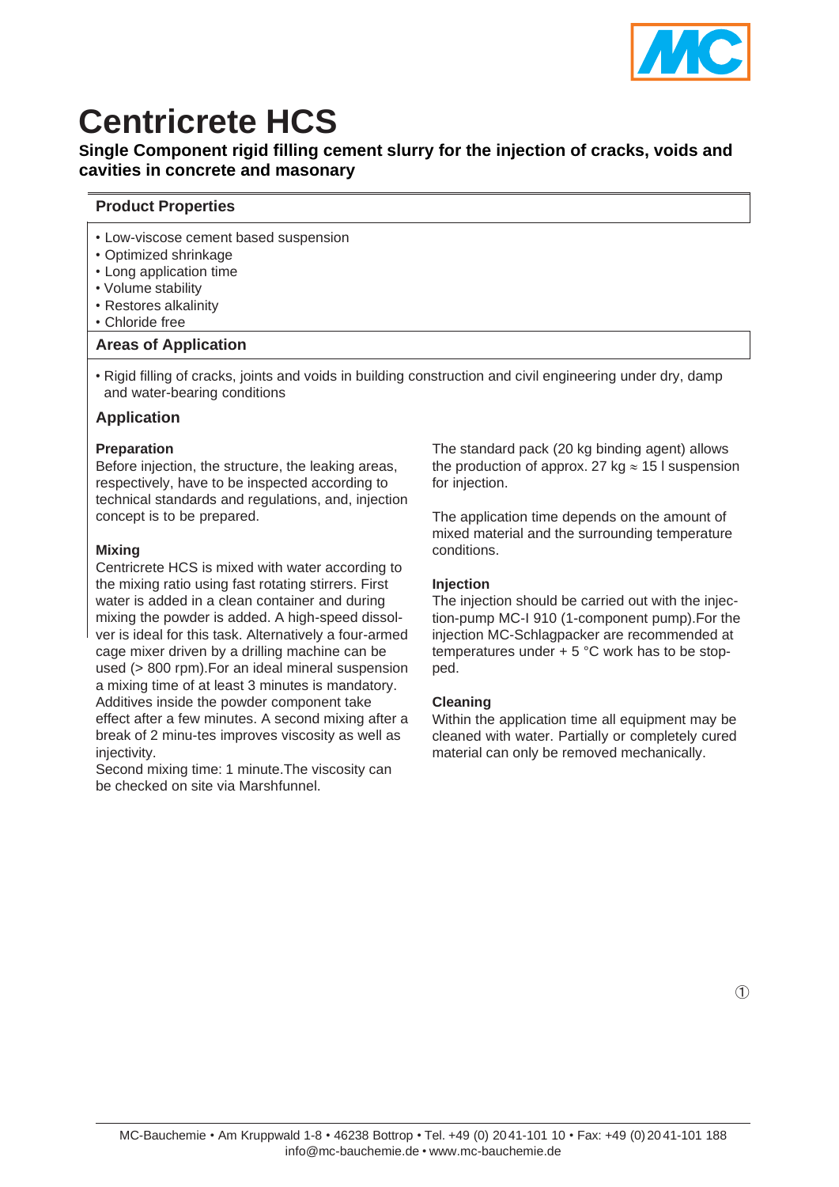# Centricrete HCS

**Single Component rigid filling cement slurry for the injection of cracks, voids and cavities in concrete and masonary**

## Product Properties

- Low-viscose cement based suspension
- Optimized shrinkage
- Long application time
- Volume stability
- Restores alkalinity
- Chloride free

## Areas of Application

- Rigid filling of cracks, joints and voids in building construction and civil engineering under dry, damp and water-bearing conditions

## Application

### Preparation

Before injection, the structure, the leaking areas, respectively, have to be inspected according to technical standards and regulations, and, injection concept is to be prepared.

### Mixing

Centricrete HCS is mixed with water according to the mixing ratio using fast rotating stirrers. First water is added in a clean container and during mixing the powder is added. A high-speed dissolver is ideal for this task. Alternatively a four-armed cage mixer driven by a drilling machine can be used (> 800 rpm).For an ideal mineral suspension a mixing time of at least 3 minutes is mandatory. Additives inside the powder component take effect after a few minutes. A second mixing after a break of 2 minu-tes improves viscosity as well as injectivity.
Second mixing time: 1 minute.The viscosity can be checked on site via Marshfunnel.

The standard pack (20 kg binding agent) allows the production of approx. 27 kg ≈ 15 l suspension for injection.

The application time depends on the amount of mixed material and the surrounding temperature conditions.

### Injection

The injection should be carried out with the injection-pump MC-I 910 (1-component pump).For the injection MC-Schlagpacker are recommended at temperatures under + 5 °C work has to be stopped.

### Cleaning

Within the application time all equipment may be cleaned with water. Partially or completely cured material can only be removed mechanically.

MC-Bauchemie • Am Kruppwald 1-8 • 46238 Bottrop • Tel. +49 (0) 2041-101 10 • Fax: +49 (0) 2041-101 188
info@mc-bauchemie.de • www.mc-bauchemie.de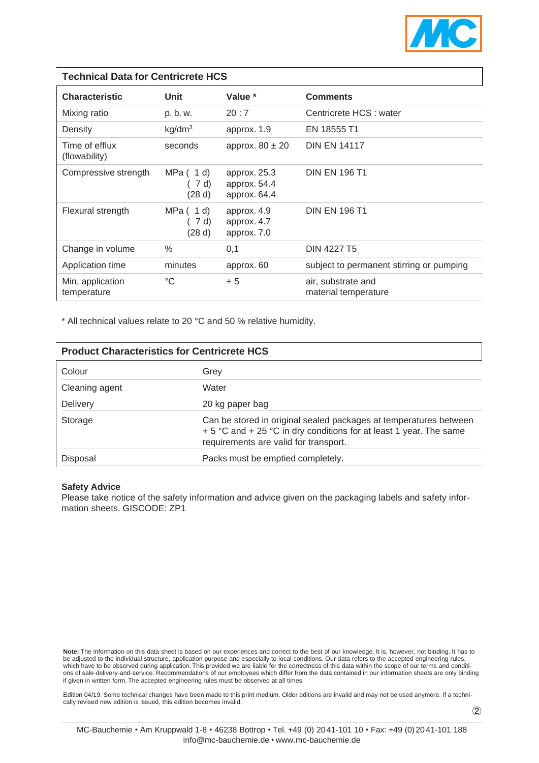## Technical Data for Centricrete HCS

| Characteristic | Unit | Value * | Comments |
|---|---|---|---|
| Mixing ratio | p. b. w. | 20 : 7 | Centricrete HCS : water |
| Density | kg/dm$^3$ | approx. 1.9 | EN 18555 T1 |
| Time of efflux (flowability) | seconds | approx. 80 ± 20 | DIN EN 14117 |
| Compressive strength | MPa ( 1 d)<br>( 7 d)<br>(28 d) | approx. 25.3<br>approx. 54.4<br>approx. 64.4 | DIN EN 196 T1 |
| Flexural strength | MPa ( 1 d)<br>( 7 d)<br>(28 d) | approx. 4.9<br>approx. 4.7<br>approx. 7.0 | DIN EN 196 T1 |
| Change in volume | % | 0,1 | DIN 4227 T5 |
| Application time | minutes | approx. 60 | subject to permanent stirring or pumping |
| Min. application temperature | °C | + 5 | air, substrate and material temperature |

* All technical values relate to 20 °C and 50 % relative humidity.

## Product Characteristics for Centricrete HCS

| | |
|---|---|
| Colour | Grey |
| Cleaning agent | Water |
| Delivery | 20 kg paper bag |
| Storage | Can be stored in original sealed packages at temperatures between + 5 °C and + 25 °C in dry conditions for at least 1 year. The same requirements are valid for transport. |
| Disposal | Packs must be emptied completely. |

**Safety Advice**
Please take notice of the safety information and advice given on the packaging labels and safety information sheets. GISCODE: ZP1

**Note:** The information on this data sheet is based on our experiences and correct to the best of our knowledge. It is, however, not binding. It has to be adjusted to the individual structure, application purpose and especially to local conditions. Our data refers to the accepted engineering rules, which have to be observed during application. This provided we are liable for the correctness of this data within the scope of our terms and conditions of sale-delivery-and-service. Recommendations of our employees which differ from the data contained in our information sheets are only binding if given in written form. The accepted engineering rules must be observed at all times.

Edition 04/19. Some technical changes have been made to this print medium. Older editions are invalid and may not be used anymore. If a technically revised new edition is issued, this edition becomes invalid.

MC-Bauchemie • Am Kruppwald 1-8 • 46238 Bottrop • Tel. +49 (0) 2041-101 10 • Fax: +49 (0) 2041-101 188
info@mc-bauchemie.de • www.mc-bauchemie.de